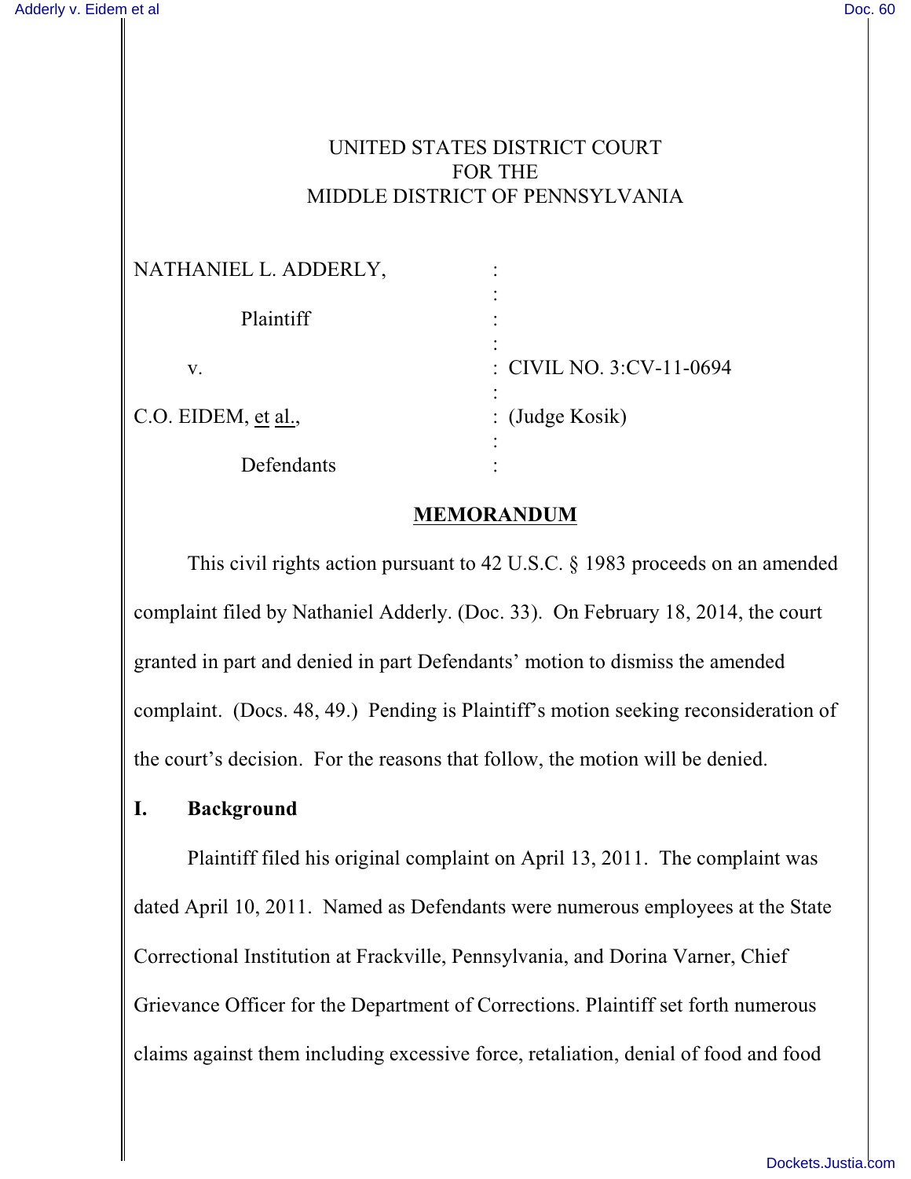UNITED STATES DISTRICT COURT
FOR THE
MIDDLE DISTRICT OF PENNSYLVANIA

| | | |
|---|---|---|
| NATHANIEL L. ADDERLY, | : | |
| Plaintiff | : | |
| v. | : | CIVIL NO. 3:CV-11-0694 |
| C.O. EIDEM, et al., | : | (Judge Kosik) |
| Defendants | : | |

## MEMORANDUM

This civil rights action pursuant to 42 U.S.C. § 1983 proceeds on an amended complaint filed by Nathaniel Adderly. (Doc. 33). On February 18, 2014, the court granted in part and denied in part Defendants' motion to dismiss the amended complaint. (Docs. 48, 49.) Pending is Plaintiff's motion seeking reconsideration of the court's decision. For the reasons that follow, the motion will be denied.

### I. Background

Plaintiff filed his original complaint on April 13, 2011. The complaint was dated April 10, 2011. Named as Defendants were numerous employees at the State Correctional Institution at Frackville, Pennsylvania, and Dorina Varner, Chief Grievance Officer for the Department of Corrections. Plaintiff set forth numerous claims against them including excessive force, retaliation, denial of food and food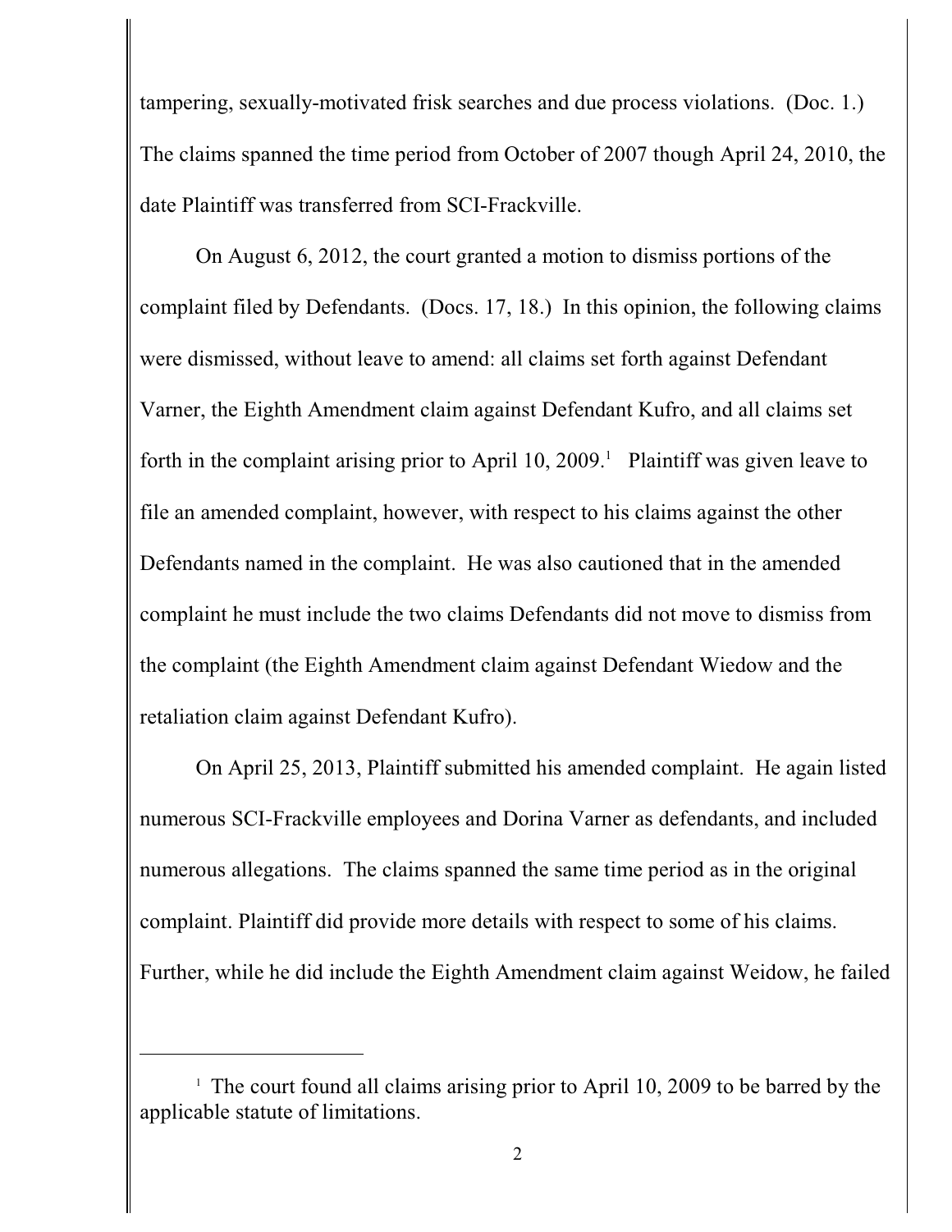tampering, sexually-motivated frisk searches and due process violations. (Doc. 1.) The claims spanned the time period from October of 2007 though April 24, 2010, the date Plaintiff was transferred from SCI-Frackville.

On August 6, 2012, the court granted a motion to dismiss portions of the complaint filed by Defendants. (Docs. 17, 18.) In this opinion, the following claims were dismissed, without leave to amend: all claims set forth against Defendant Varner, the Eighth Amendment claim against Defendant Kufro, and all claims set forth in the complaint arising prior to April 10, 2009.[1] Plaintiff was given leave to file an amended complaint, however, with respect to his claims against the other Defendants named in the complaint. He was also cautioned that in the amended complaint he must include the two claims Defendants did not move to dismiss from the complaint (the Eighth Amendment claim against Defendant Wiedow and the retaliation claim against Defendant Kufro).

On April 25, 2013, Plaintiff submitted his amended complaint. He again listed numerous SCI-Frackville employees and Dorina Varner as defendants, and included numerous allegations. The claims spanned the same time period as in the original complaint. Plaintiff did provide more details with respect to some of his claims. Further, while he did include the Eighth Amendment claim against Weidow, he failed

[1] The court found all claims arising prior to April 10, 2009 to be barred by the applicable statute of limitations.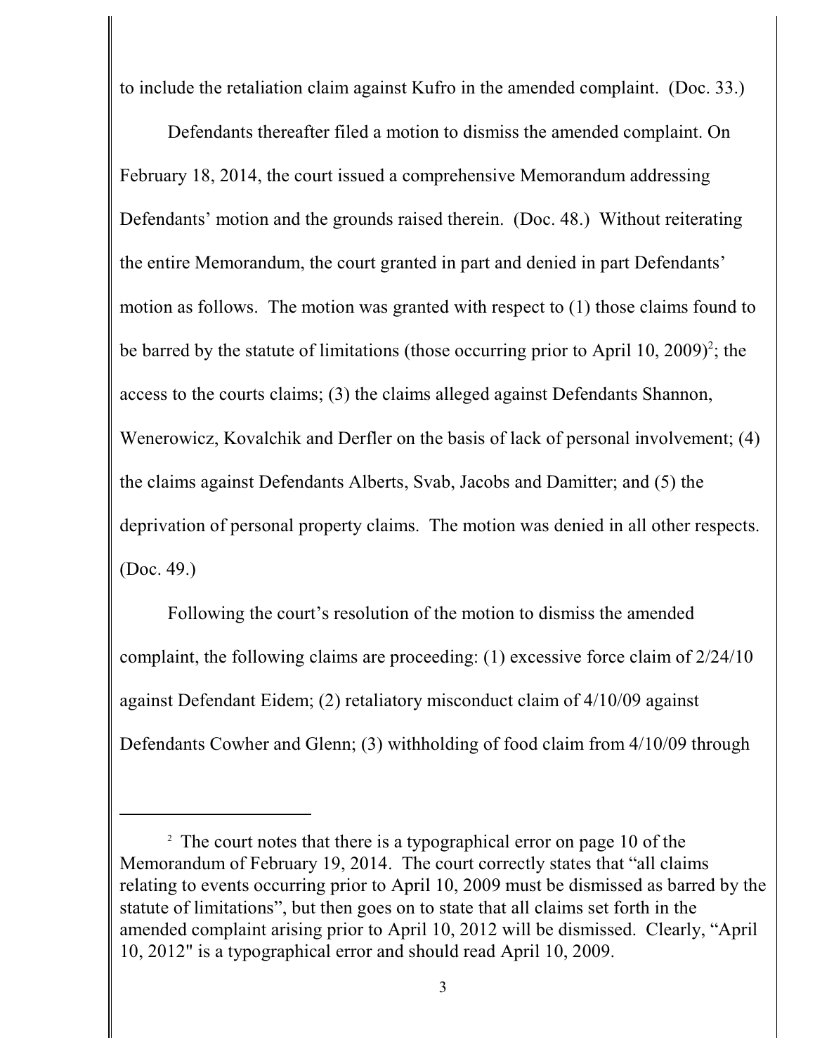to include the retaliation claim against Kufro in the amended complaint. (Doc. 33.)

Defendants thereafter filed a motion to dismiss the amended complaint. On February 18, 2014, the court issued a comprehensive Memorandum addressing Defendants' motion and the grounds raised therein. (Doc. 48.) Without reiterating the entire Memorandum, the court granted in part and denied in part Defendants' motion as follows. The motion was granted with respect to (1) those claims found to be barred by the statute of limitations (those occurring prior to April 10, 2009)[2]; the access to the courts claims; (3) the claims alleged against Defendants Shannon, Wenerowicz, Kovalchik and Derfler on the basis of lack of personal involvement; (4) the claims against Defendants Alberts, Svab, Jacobs and Damitter; and (5) the deprivation of personal property claims. The motion was denied in all other respects. (Doc. 49.)

Following the court's resolution of the motion to dismiss the amended complaint, the following claims are proceeding: (1) excessive force claim of 2/24/10 against Defendant Eidem; (2) retaliatory misconduct claim of 4/10/09 against Defendants Cowher and Glenn; (3) withholding of food claim from 4/10/09 through

---

[2] The court notes that there is a typographical error on page 10 of the Memorandum of February 19, 2014. The court correctly states that "all claims relating to events occurring prior to April 10, 2009 must be dismissed as barred by the statute of limitations", but then goes on to state that all claims set forth in the amended complaint arising prior to April 10, 2012 will be dismissed. Clearly, "April 10, 2012" is a typographical error and should read April 10, 2009.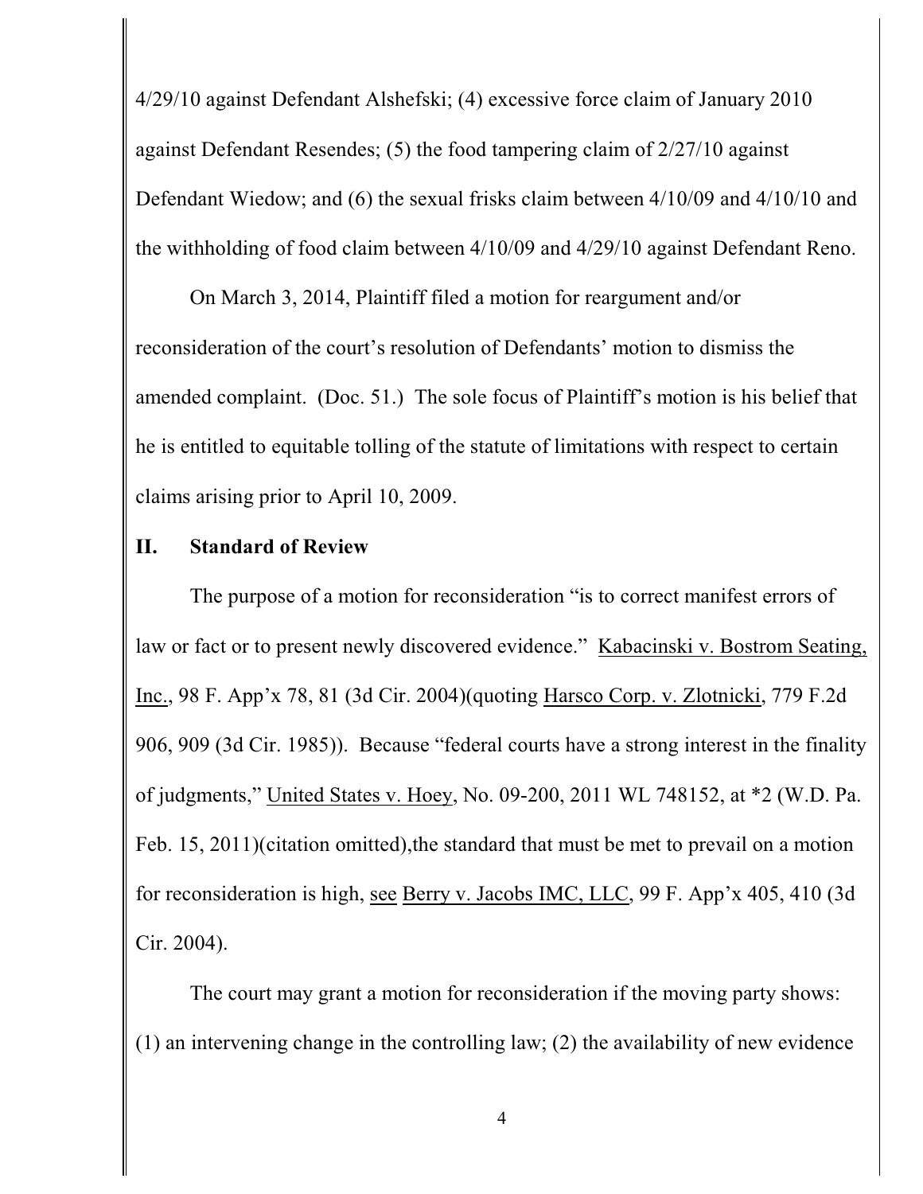4/29/10 against Defendant Alshefski; (4) excessive force claim of January 2010 against Defendant Resendes; (5) the food tampering claim of 2/27/10 against Defendant Wiedow; and (6) the sexual frisks claim between 4/10/09 and 4/10/10 and the withholding of food claim between 4/10/09 and 4/29/10 against Defendant Reno.

On March 3, 2014, Plaintiff filed a motion for reargument and/or reconsideration of the court's resolution of Defendants' motion to dismiss the amended complaint. (Doc. 51.) The sole focus of Plaintiff's motion is his belief that he is entitled to equitable tolling of the statute of limitations with respect to certain claims arising prior to April 10, 2009.

## II. Standard of Review

The purpose of a motion for reconsideration "is to correct manifest errors of law or fact or to present newly discovered evidence." Kabacinski v. Bostrom Seating, Inc., 98 F. App'x 78, 81 (3d Cir. 2004)(quoting Harsco Corp. v. Zlotnicki, 779 F.2d 906, 909 (3d Cir. 1985)). Because "federal courts have a strong interest in the finality of judgments," United States v. Hoey, No. 09-200, 2011 WL 748152, at *2 (W.D. Pa. Feb. 15, 2011)(citation omitted),the standard that must be met to prevail on a motion for reconsideration is high, see Berry v. Jacobs IMC, LLC, 99 F. App'x 405, 410 (3d Cir. 2004).

The court may grant a motion for reconsideration if the moving party shows: (1) an intervening change in the controlling law; (2) the availability of new evidence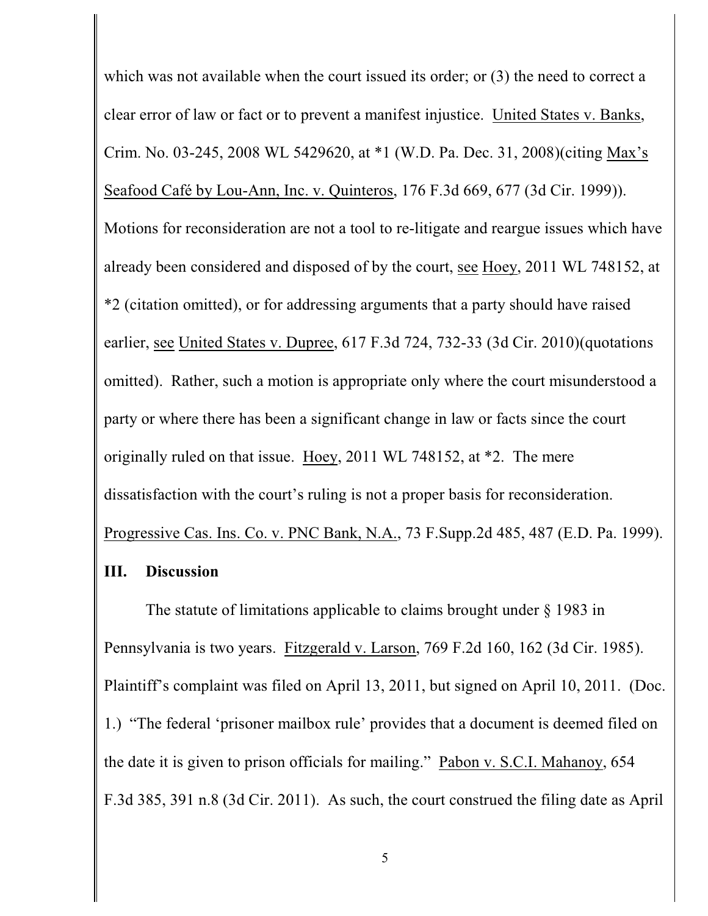which was not available when the court issued its order; or (3) the need to correct a clear error of law or fact or to prevent a manifest injustice. United States v. Banks, Crim. No. 03-245, 2008 WL 5429620, at *1 (W.D. Pa. Dec. 31, 2008)(citing Max's Seafood Café by Lou-Ann, Inc. v. Quinteros, 176 F.3d 669, 677 (3d Cir. 1999)). Motions for reconsideration are not a tool to re-litigate and reargue issues which have already been considered and disposed of by the court, see Hoey, 2011 WL 748152, at *2 (citation omitted), or for addressing arguments that a party should have raised earlier, see United States v. Dupree, 617 F.3d 724, 732-33 (3d Cir. 2010)(quotations omitted). Rather, such a motion is appropriate only where the court misunderstood a party or where there has been a significant change in law or facts since the court originally ruled on that issue. Hoey, 2011 WL 748152, at *2. The mere dissatisfaction with the court's ruling is not a proper basis for reconsideration. Progressive Cas. Ins. Co. v. PNC Bank, N.A., 73 F.Supp.2d 485, 487 (E.D. Pa. 1999).

## III. Discussion

The statute of limitations applicable to claims brought under § 1983 in Pennsylvania is two years. Fitzgerald v. Larson, 769 F.2d 160, 162 (3d Cir. 1985). Plaintiff's complaint was filed on April 13, 2011, but signed on April 10, 2011. (Doc. 1.) "The federal 'prisoner mailbox rule' provides that a document is deemed filed on the date it is given to prison officials for mailing." Pabon v. S.C.I. Mahanoy, 654 F.3d 385, 391 n.8 (3d Cir. 2011). As such, the court construed the filing date as April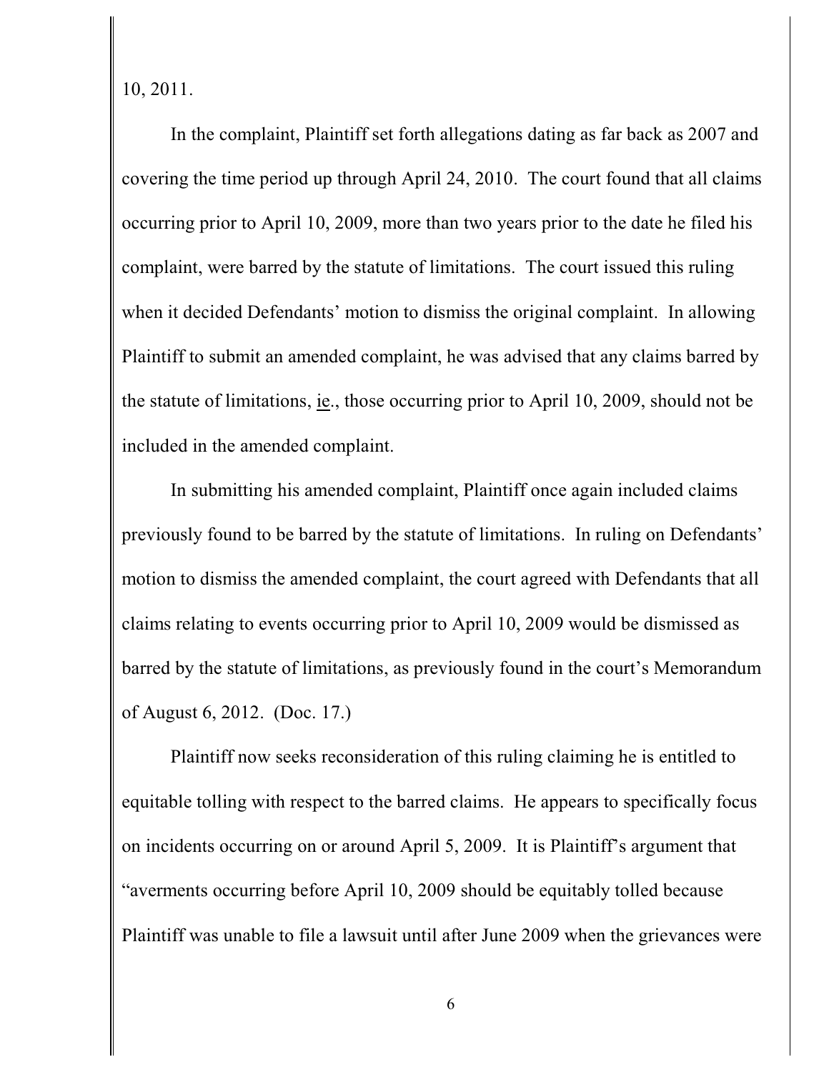10, 2011.

In the complaint, Plaintiff set forth allegations dating as far back as 2007 and covering the time period up through April 24, 2010. The court found that all claims occurring prior to April 10, 2009, more than two years prior to the date he filed his complaint, were barred by the statute of limitations. The court issued this ruling when it decided Defendants' motion to dismiss the original complaint. In allowing Plaintiff to submit an amended complaint, he was advised that any claims barred by the statute of limitations, ie., those occurring prior to April 10, 2009, should not be included in the amended complaint.

In submitting his amended complaint, Plaintiff once again included claims previously found to be barred by the statute of limitations. In ruling on Defendants' motion to dismiss the amended complaint, the court agreed with Defendants that all claims relating to events occurring prior to April 10, 2009 would be dismissed as barred by the statute of limitations, as previously found in the court's Memorandum of August 6, 2012. (Doc. 17.)

Plaintiff now seeks reconsideration of this ruling claiming he is entitled to equitable tolling with respect to the barred claims. He appears to specifically focus on incidents occurring on or around April 5, 2009. It is Plaintiff's argument that "averments occurring before April 10, 2009 should be equitably tolled because Plaintiff was unable to file a lawsuit until after June 2009 when the grievances were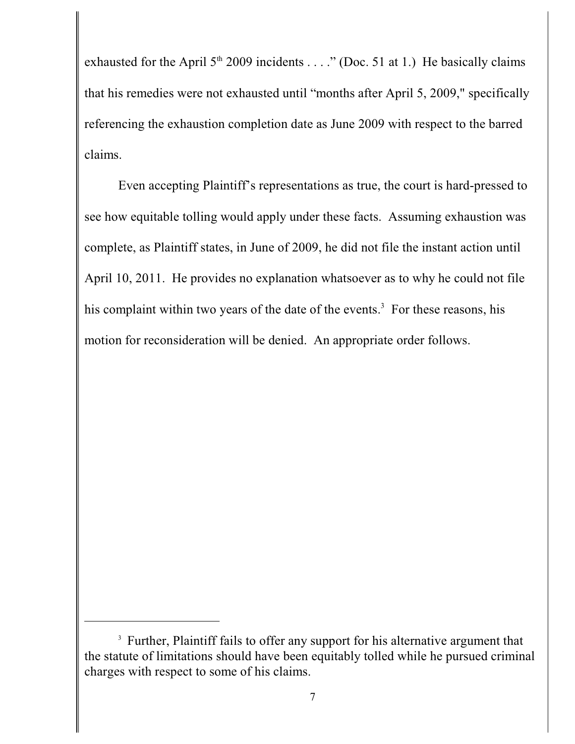exhausted for the April 5th 2009 incidents . . . ." (Doc. 51 at 1.) He basically claims that his remedies were not exhausted until "months after April 5, 2009," specifically referencing the exhaustion completion date as June 2009 with respect to the barred claims.

Even accepting Plaintiff's representations as true, the court is hard-pressed to see how equitable tolling would apply under these facts. Assuming exhaustion was complete, as Plaintiff states, in June of 2009, he did not file the instant action until April 10, 2011. He provides no explanation whatsoever as to why he could not file his complaint within two years of the date of the events.[3] For these reasons, his motion for reconsideration will be denied. An appropriate order follows.

---

[3] Further, Plaintiff fails to offer any support for his alternative argument that the statute of limitations should have been equitably tolled while he pursued criminal charges with respect to some of his claims.